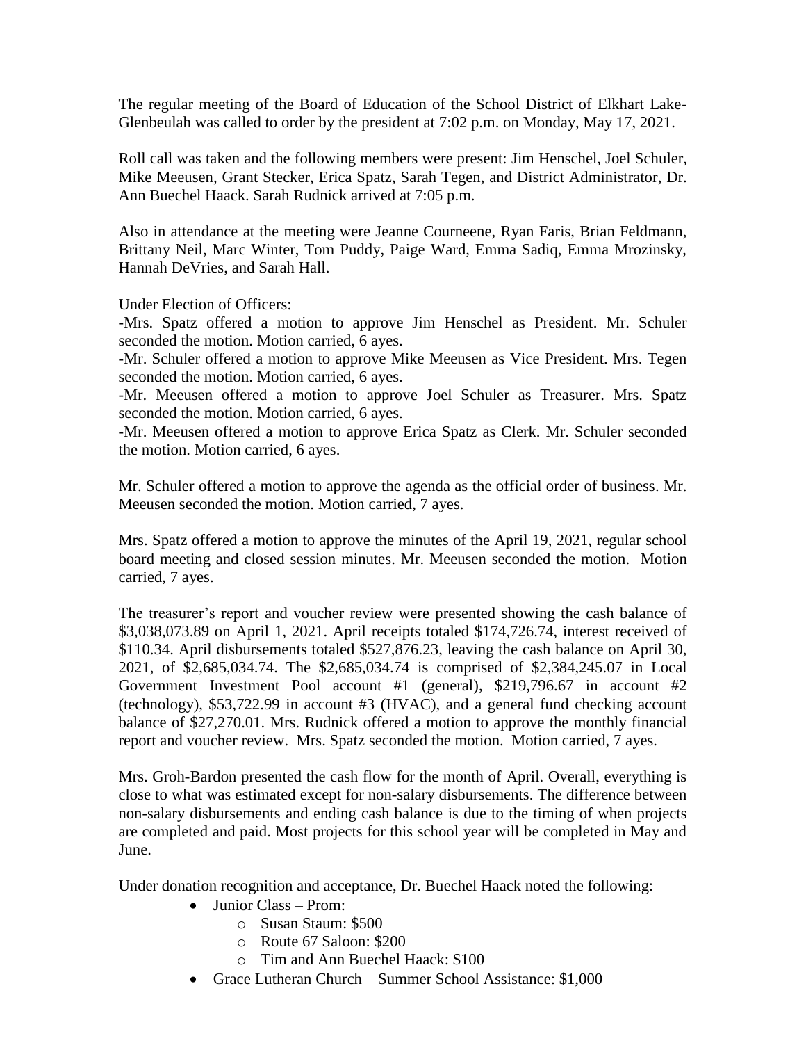The regular meeting of the Board of Education of the School District of Elkhart Lake-Glenbeulah was called to order by the president at 7:02 p.m. on Monday, May 17, 2021.

Roll call was taken and the following members were present: Jim Henschel, Joel Schuler, Mike Meeusen, Grant Stecker, Erica Spatz, Sarah Tegen, and District Administrator, Dr. Ann Buechel Haack. Sarah Rudnick arrived at 7:05 p.m.

Also in attendance at the meeting were Jeanne Courneene, Ryan Faris, Brian Feldmann, Brittany Neil, Marc Winter, Tom Puddy, Paige Ward, Emma Sadiq, Emma Mrozinsky, Hannah DeVries, and Sarah Hall.

Under Election of Officers:
-Mrs. Spatz offered a motion to approve Jim Henschel as President. Mr. Schuler seconded the motion. Motion carried, 6 ayes.
-Mr. Schuler offered a motion to approve Mike Meeusen as Vice President. Mrs. Tegen seconded the motion. Motion carried, 6 ayes.
-Mr. Meeusen offered a motion to approve Joel Schuler as Treasurer. Mrs. Spatz seconded the motion. Motion carried, 6 ayes.
-Mr. Meeusen offered a motion to approve Erica Spatz as Clerk. Mr. Schuler seconded the motion. Motion carried, 6 ayes.

Mr. Schuler offered a motion to approve the agenda as the official order of business. Mr. Meeusen seconded the motion. Motion carried, 7 ayes.

Mrs. Spatz offered a motion to approve the minutes of the April 19, 2021, regular school board meeting and closed session minutes. Mr. Meeusen seconded the motion. Motion carried, 7 ayes.

The treasurer's report and voucher review were presented showing the cash balance of $3,038,073.89 on April 1, 2021. April receipts totaled $174,726.74, interest received of $110.34. April disbursements totaled $527,876.23, leaving the cash balance on April 30, 2021, of $2,685,034.74. The $2,685,034.74 is comprised of $2,384,245.07 in Local Government Investment Pool account #1 (general), $219,796.67 in account #2 (technology), $53,722.99 in account #3 (HVAC), and a general fund checking account balance of $27,270.01. Mrs. Rudnick offered a motion to approve the monthly financial report and voucher review. Mrs. Spatz seconded the motion. Motion carried, 7 ayes.

Mrs. Groh-Bardon presented the cash flow for the month of April. Overall, everything is close to what was estimated except for non-salary disbursements. The difference between non-salary disbursements and ending cash balance is due to the timing of when projects are completed and paid. Most projects for this school year will be completed in May and June.

Under donation recognition and acceptance, Dr. Buechel Haack noted the following:

- Junior Class – Prom:
    - Susan Staum: $500
    - Route 67 Saloon: $200
    - Tim and Ann Buechel Haack: $100
- Grace Lutheran Church – Summer School Assistance: $1,000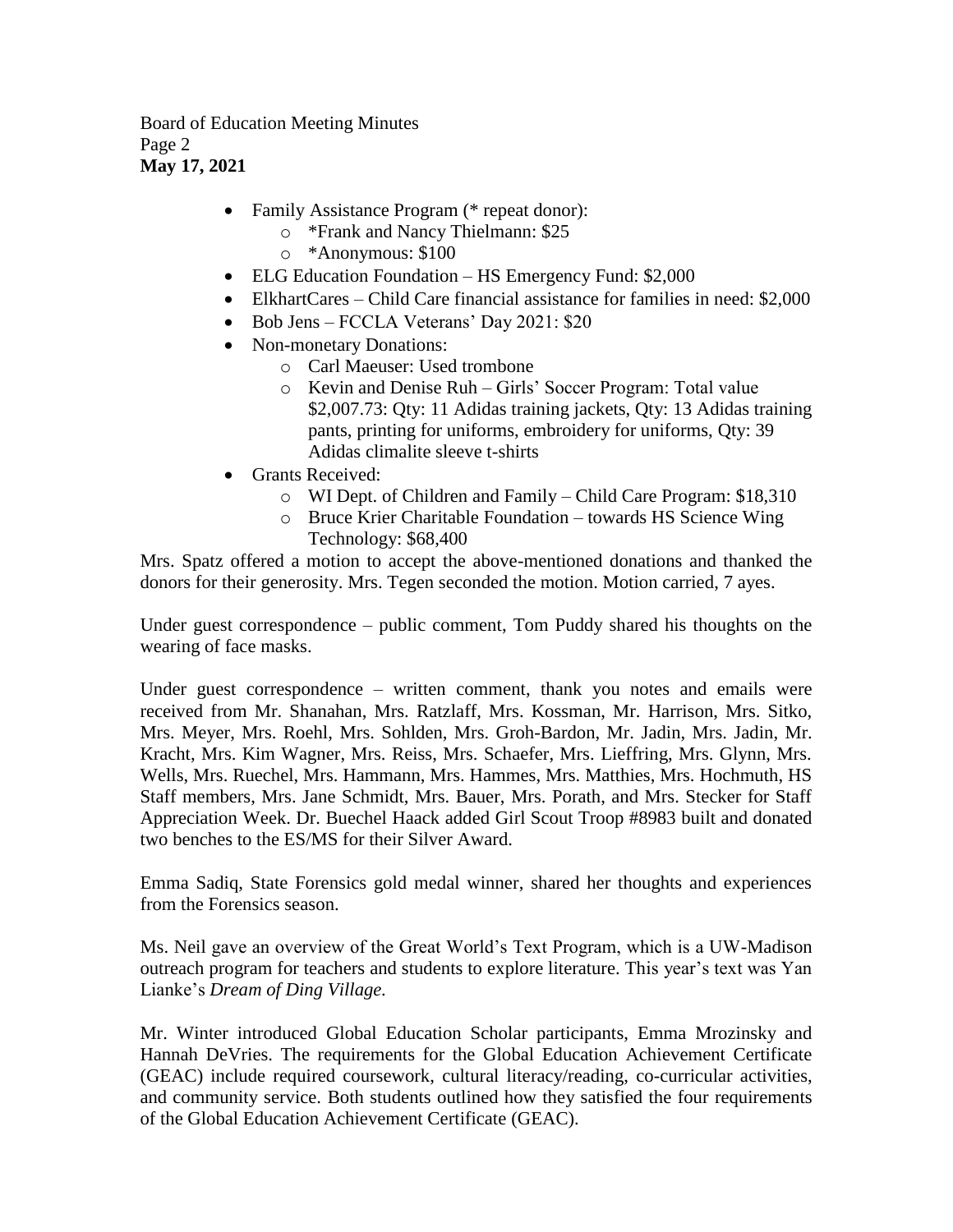- Family Assistance Program (* repeat donor):
  - *Frank and Nancy Thielmann: $25
  - *Anonymous: $100
- ELG Education Foundation – HS Emergency Fund: $2,000
- ElkhartCares – Child Care financial assistance for families in need: $2,000
- Bob Jens – FCCLA Veterans' Day 2021: $20
- Non-monetary Donations:
  - Carl Maeuser: Used trombone
  - Kevin and Denise Ruh – Girls' Soccer Program: Total value $2,007.73: Qty: 11 Adidas training jackets, Qty: 13 Adidas training pants, printing for uniforms, embroidery for uniforms, Qty: 39 Adidas climalite sleeve t-shirts
- Grants Received:
  - WI Dept. of Children and Family – Child Care Program: $18,310
  - Bruce Krier Charitable Foundation – towards HS Science Wing Technology: $68,400

Mrs. Spatz offered a motion to accept the above-mentioned donations and thanked the donors for their generosity. Mrs. Tegen seconded the motion. Motion carried, 7 ayes.

Under guest correspondence – public comment, Tom Puddy shared his thoughts on the wearing of face masks.

Under guest correspondence – written comment, thank you notes and emails were received from Mr. Shanahan, Mrs. Ratzlaff, Mrs. Kossman, Mr. Harrison, Mrs. Sitko, Mrs. Meyer, Mrs. Roehl, Mrs. Sohlden, Mrs. Groh-Bardon, Mr. Jadin, Mrs. Jadin, Mr. Kracht, Mrs. Kim Wagner, Mrs. Reiss, Mrs. Schaefer, Mrs. Lieffring, Mrs. Glynn, Mrs. Wells, Mrs. Ruechel, Mrs. Hammann, Mrs. Hammes, Mrs. Matthies, Mrs. Hochmuth, HS Staff members, Mrs. Jane Schmidt, Mrs. Bauer, Mrs. Porath, and Mrs. Stecker for Staff Appreciation Week. Dr. Buechel Haack added Girl Scout Troop #8983 built and donated two benches to the ES/MS for their Silver Award.

Emma Sadiq, State Forensics gold medal winner, shared her thoughts and experiences from the Forensics season.

Ms. Neil gave an overview of the Great World's Text Program, which is a UW-Madison outreach program for teachers and students to explore literature. This year's text was Yan Lianke's *Dream of Ding Village.*

Mr. Winter introduced Global Education Scholar participants, Emma Mrozinsky and Hannah DeVries. The requirements for the Global Education Achievement Certificate (GEAC) include required coursework, cultural literacy/reading, co-curricular activities, and community service. Both students outlined how they satisfied the four requirements of the Global Education Achievement Certificate (GEAC).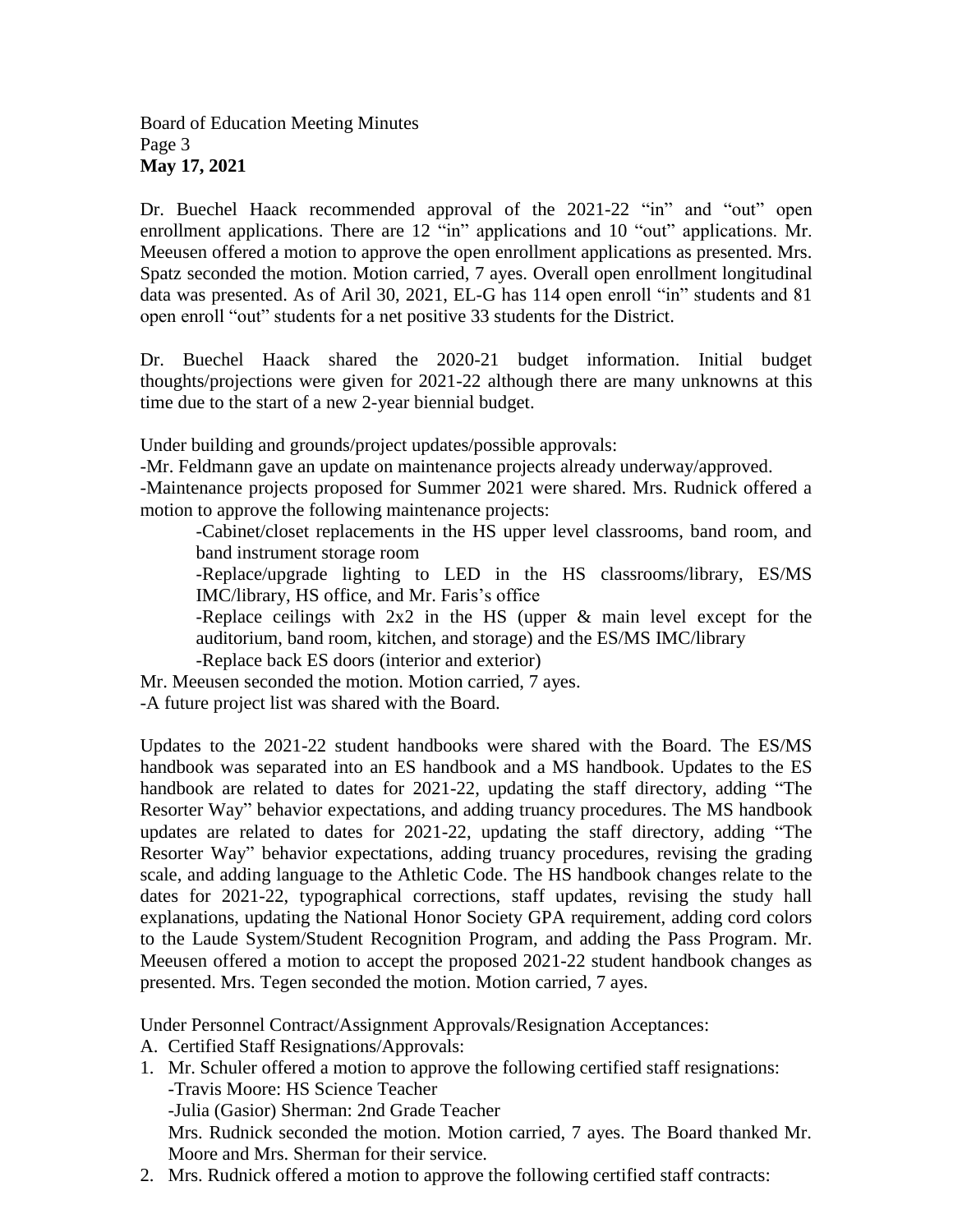Dr. Buechel Haack recommended approval of the 2021-22 "in" and "out" open enrollment applications. There are 12 "in" applications and 10 "out" applications. Mr. Meeusen offered a motion to approve the open enrollment applications as presented. Mrs. Spatz seconded the motion. Motion carried, 7 ayes. Overall open enrollment longitudinal data was presented. As of Aril 30, 2021, EL-G has 114 open enroll "in" students and 81 open enroll "out" students for a net positive 33 students for the District.

Dr. Buechel Haack shared the 2020-21 budget information. Initial budget thoughts/projections were given for 2021-22 although there are many unknowns at this time due to the start of a new 2-year biennial budget.

Under building and grounds/project updates/possible approvals:

-Mr. Feldmann gave an update on maintenance projects already underway/approved.

-Maintenance projects proposed for Summer 2021 were shared. Mrs. Rudnick offered a motion to approve the following maintenance projects:

> -Cabinet/closet replacements in the HS upper level classrooms, band room, and band instrument storage room
>
> -Replace/upgrade lighting to LED in the HS classrooms/library, ES/MS IMC/library, HS office, and Mr. Faris's office
>
> -Replace ceilings with 2x2 in the HS (upper & main level except for the auditorium, band room, kitchen, and storage) and the ES/MS IMC/library
>
> -Replace back ES doors (interior and exterior)

Mr. Meeusen seconded the motion. Motion carried, 7 ayes.

-A future project list was shared with the Board.

Updates to the 2021-22 student handbooks were shared with the Board. The ES/MS handbook was separated into an ES handbook and a MS handbook. Updates to the ES handbook are related to dates for 2021-22, updating the staff directory, adding "The Resorter Way" behavior expectations, and adding truancy procedures. The MS handbook updates are related to dates for 2021-22, updating the staff directory, adding "The Resorter Way" behavior expectations, adding truancy procedures, revising the grading scale, and adding language to the Athletic Code. The HS handbook changes relate to the dates for 2021-22, typographical corrections, staff updates, revising the study hall explanations, updating the National Honor Society GPA requirement, adding cord colors to the Laude System/Student Recognition Program, and adding the Pass Program. Mr. Meeusen offered a motion to accept the proposed 2021-22 student handbook changes as presented. Mrs. Tegen seconded the motion. Motion carried, 7 ayes.

Under Personnel Contract/Assignment Approvals/Resignation Acceptances:

A. Certified Staff Resignations/Approvals:

1. Mr. Schuler offered a motion to approve the following certified staff resignations:
   -Travis Moore: HS Science Teacher
   -Julia (Gasior) Sherman: 2nd Grade Teacher
   Mrs. Rudnick seconded the motion. Motion carried, 7 ayes. The Board thanked Mr. Moore and Mrs. Sherman for their service.
2. Mrs. Rudnick offered a motion to approve the following certified staff contracts: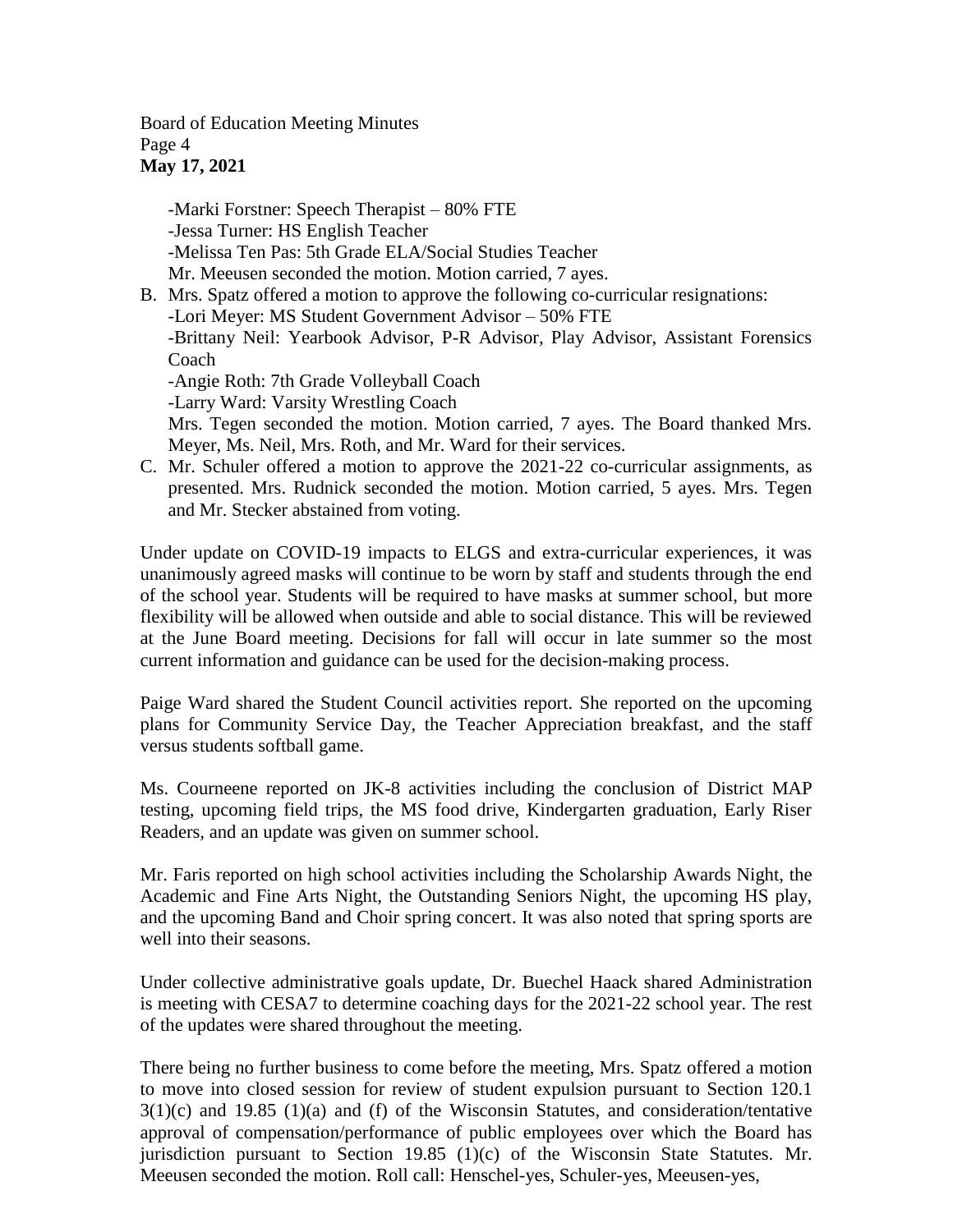-Marki Forstner: Speech Therapist – 80% FTE
-Jessa Turner: HS English Teacher
-Melissa Ten Pas: 5th Grade ELA/Social Studies Teacher
Mr. Meeusen seconded the motion. Motion carried, 7 ayes.

B. Mrs. Spatz offered a motion to approve the following co-curricular resignations:
   -Lori Meyer: MS Student Government Advisor – 50% FTE
   -Brittany Neil: Yearbook Advisor, P-R Advisor, Play Advisor, Assistant Forensics Coach
   -Angie Roth: 7th Grade Volleyball Coach
   -Larry Ward: Varsity Wrestling Coach
   Mrs. Tegen seconded the motion. Motion carried, 7 ayes. The Board thanked Mrs. Meyer, Ms. Neil, Mrs. Roth, and Mr. Ward for their services.
C. Mr. Schuler offered a motion to approve the 2021-22 co-curricular assignments, as presented. Mrs. Rudnick seconded the motion. Motion carried, 5 ayes. Mrs. Tegen and Mr. Stecker abstained from voting.

Under update on COVID-19 impacts to ELGS and extra-curricular experiences, it was unanimously agreed masks will continue to be worn by staff and students through the end of the school year. Students will be required to have masks at summer school, but more flexibility will be allowed when outside and able to social distance. This will be reviewed at the June Board meeting. Decisions for fall will occur in late summer so the most current information and guidance can be used for the decision-making process.

Paige Ward shared the Student Council activities report. She reported on the upcoming plans for Community Service Day, the Teacher Appreciation breakfast, and the staff versus students softball game.

Ms. Courneene reported on JK-8 activities including the conclusion of District MAP testing, upcoming field trips, the MS food drive, Kindergarten graduation, Early Riser Readers, and an update was given on summer school.

Mr. Faris reported on high school activities including the Scholarship Awards Night, the Academic and Fine Arts Night, the Outstanding Seniors Night, the upcoming HS play, and the upcoming Band and Choir spring concert. It was also noted that spring sports are well into their seasons.

Under collective administrative goals update, Dr. Buechel Haack shared Administration is meeting with CESA7 to determine coaching days for the 2021-22 school year. The rest of the updates were shared throughout the meeting.

There being no further business to come before the meeting, Mrs. Spatz offered a motion to move into closed session for review of student expulsion pursuant to Section 120.1 3(1)(c) and 19.85 (1)(a) and (f) of the Wisconsin Statutes, and consideration/tentative approval of compensation/performance of public employees over which the Board has jurisdiction pursuant to Section 19.85 (1)(c) of the Wisconsin State Statutes. Mr. Meeusen seconded the motion. Roll call: Henschel-yes, Schuler-yes, Meeusen-yes,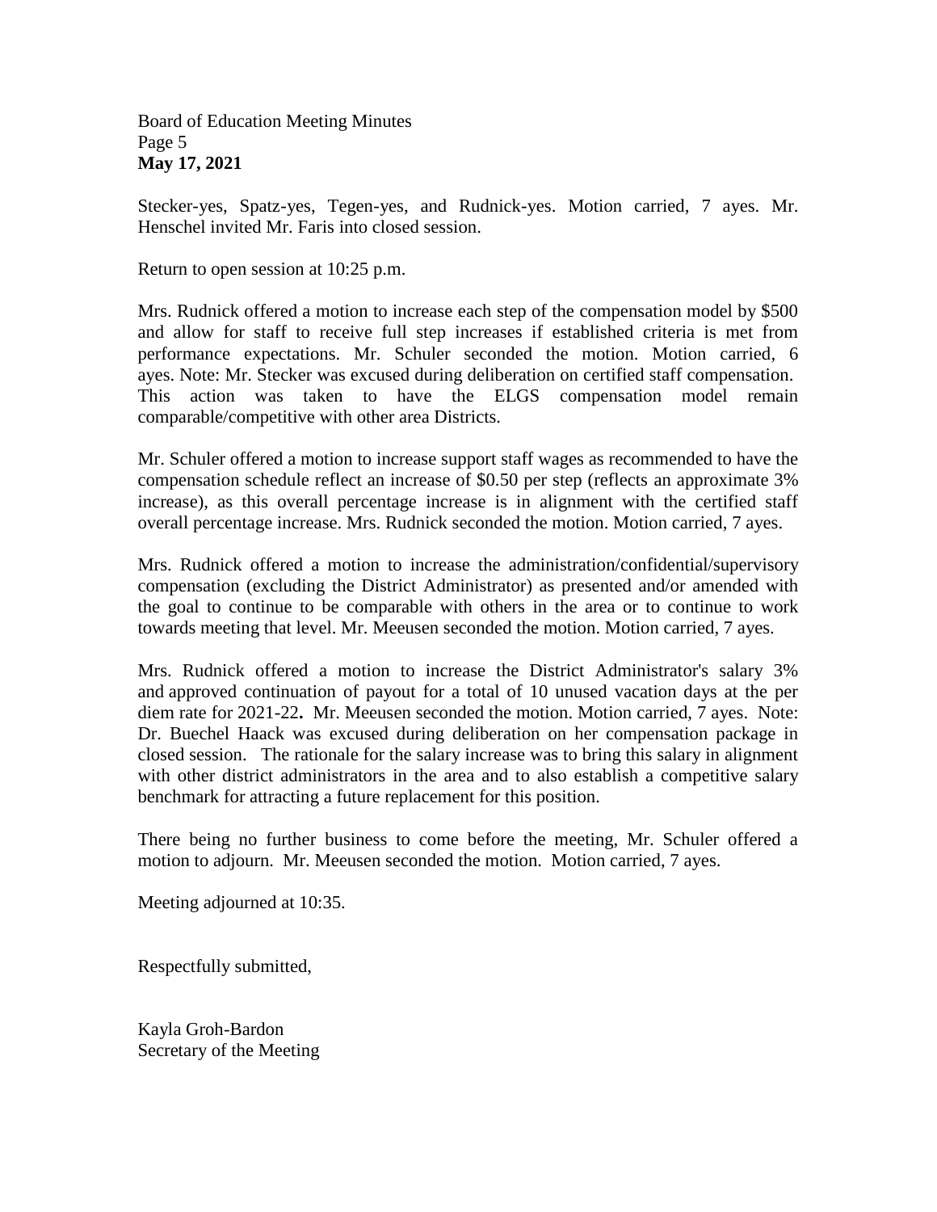Stecker-yes, Spatz-yes, Tegen-yes, and Rudnick-yes. Motion carried, 7 ayes. Mr. Henschel invited Mr. Faris into closed session.

Return to open session at 10:25 p.m.

Mrs. Rudnick offered a motion to increase each step of the compensation model by $500 and allow for staff to receive full step increases if established criteria is met from performance expectations. Mr. Schuler seconded the motion. Motion carried, 6 ayes. Note: Mr. Stecker was excused during deliberation on certified staff compensation. This action was taken to have the ELGS compensation model remain comparable/competitive with other area Districts.

Mr. Schuler offered a motion to increase support staff wages as recommended to have the compensation schedule reflect an increase of $0.50 per step (reflects an approximate 3% increase), as this overall percentage increase is in alignment with the certified staff overall percentage increase. Mrs. Rudnick seconded the motion. Motion carried, 7 ayes.

Mrs. Rudnick offered a motion to increase the administration/confidential/supervisory compensation (excluding the District Administrator) as presented and/or amended with the goal to continue to be comparable with others in the area or to continue to work towards meeting that level. Mr. Meeusen seconded the motion. Motion carried, 7 ayes.

Mrs. Rudnick offered a motion to increase the District Administrator's salary 3% and approved continuation of payout for a total of 10 unused vacation days at the per diem rate for 2021-22**.** Mr. Meeusen seconded the motion. Motion carried, 7 ayes. Note: Dr. Buechel Haack was excused during deliberation on her compensation package in closed session. The rationale for the salary increase was to bring this salary in alignment with other district administrators in the area and to also establish a competitive salary benchmark for attracting a future replacement for this position.

There being no further business to come before the meeting, Mr. Schuler offered a motion to adjourn. Mr. Meeusen seconded the motion. Motion carried, 7 ayes.

Meeting adjourned at 10:35.

Respectfully submitted,

Kayla Groh-Bardon
Secretary of the Meeting